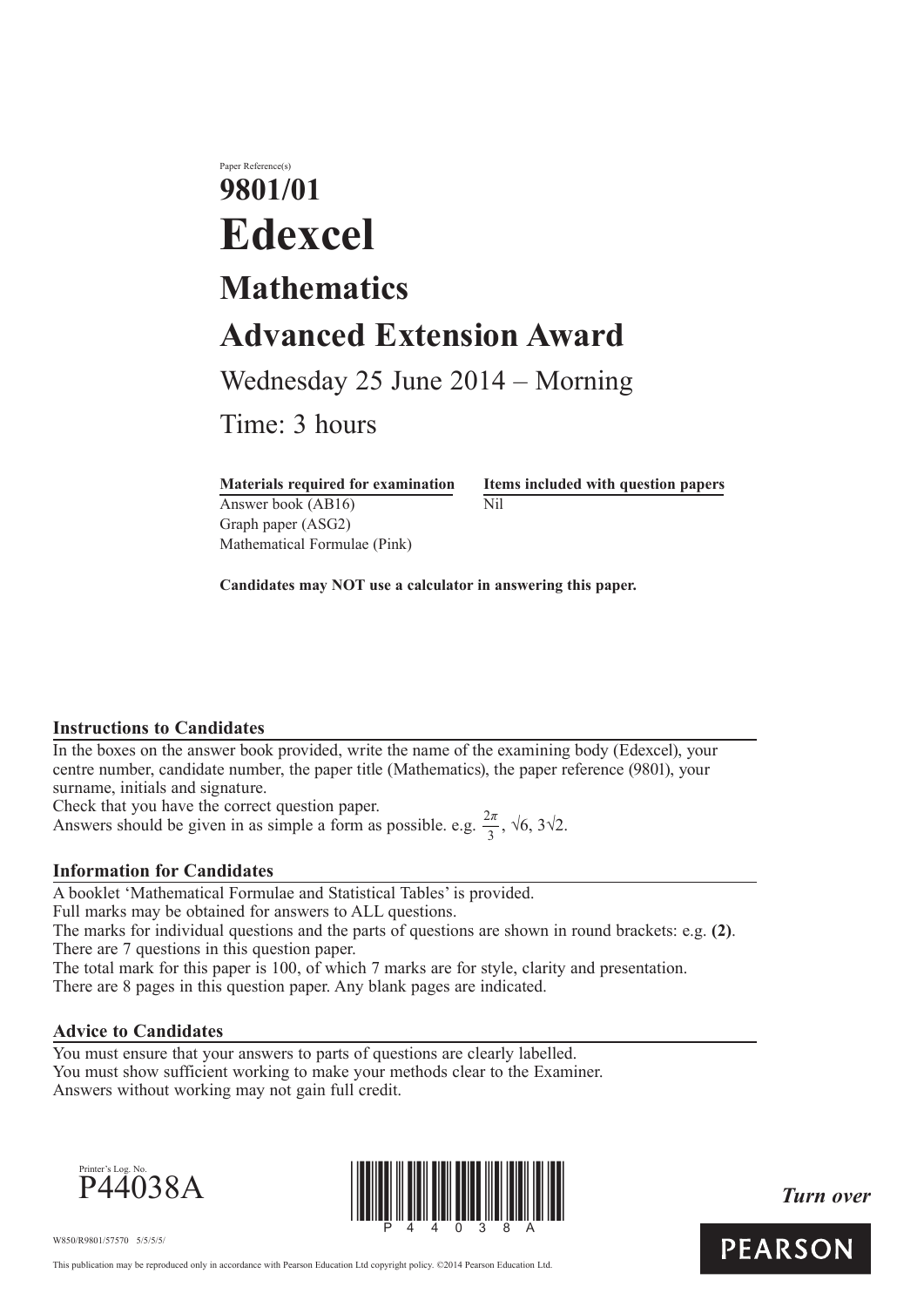Paper Reference(s)

# 9801/01

# Edexcel

## Mathematics

## Advanced Extension Award

Wednesday 25 June 2014 – Morning

Time: 3 hours

| **Materials required for examination** | **Items included with question papers** |
|---|---|
| Answer book (AB16) | Nil |
| Graph paper (ASG2) | |
| Mathematical Formulae (Pink) | |

**Candidates may NOT use a calculator in answering this paper.**

### Instructions to Candidates

In the boxes on the answer book provided, write the name of the examining body (Edexcel), your centre number, candidate number, the paper title (Mathematics), the paper reference (9801), your surname, initials and signature.
Check that you have the correct question paper.
Answers should be given in as simple a form as possible. e.g. $\frac{2\pi}{3}$, $\sqrt{6}$, $3\sqrt{2}$.

### Information for Candidates

A booklet 'Mathematical Formulae and Statistical Tables' is provided.
Full marks may be obtained for answers to ALL questions.
The marks for individual questions and the parts of questions are shown in round brackets: e.g. **(2)**.
There are 7 questions in this question paper.
The total mark for this paper is 100, of which 7 marks are for style, clarity and presentation.
There are 8 pages in this question paper. Any blank pages are indicated.

### Advice to Candidates

You must ensure that your answers to parts of questions are clearly labelled.
You must show sufficient working to make your methods clear to the Examiner.
Answers without working may not gain full credit.

Printer's Log. No.
P44038A

*Turn over*

W850/R9801/57570 5/5/5/5/

This publication may be reproduced only in accordance with Pearson Education Ltd copyright policy. ©2014 Pearson Education Ltd.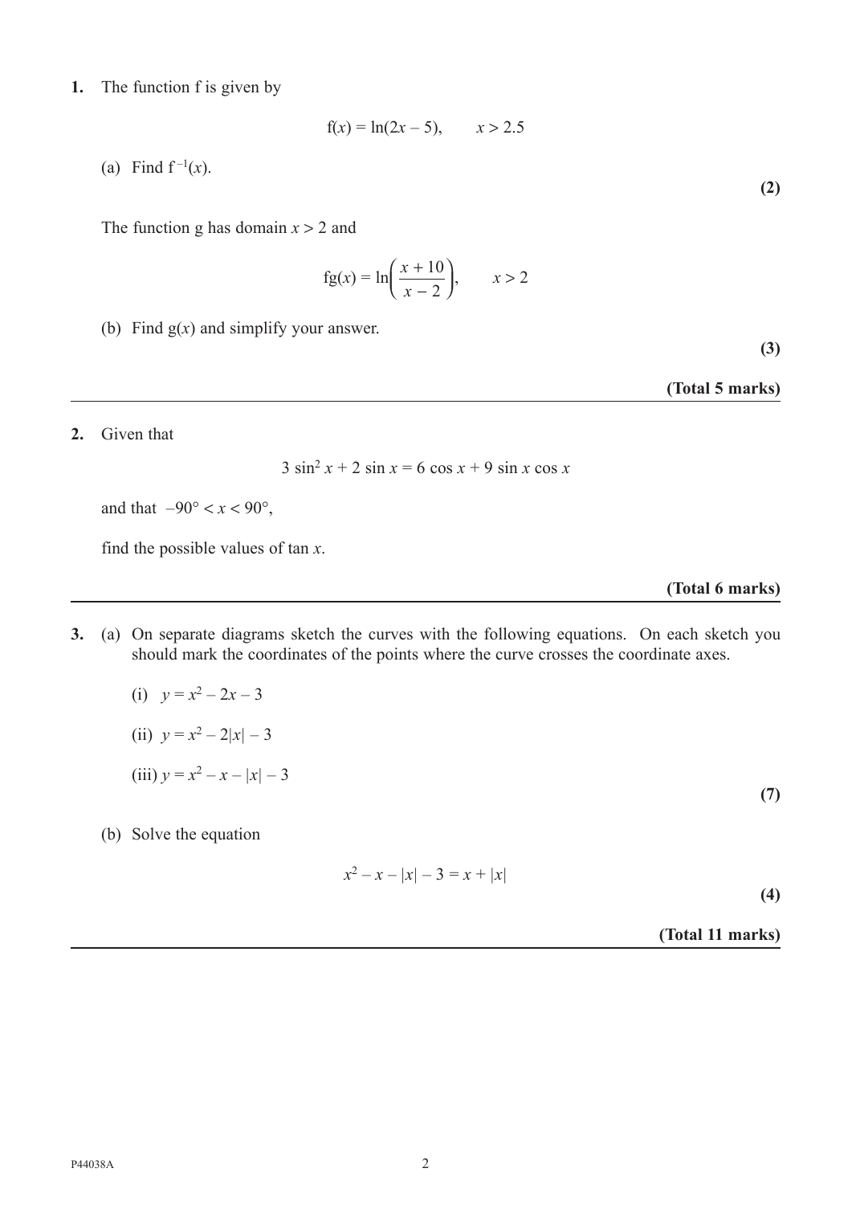**1.** The function f is given by

$$f(x) = \ln(2x - 5), \qquad x > 2.5$$

(a) Find $f^{-1}(x)$.

**(2)**

The function g has domain $x > 2$ and

$$fg(x) = \ln\left(\frac{x + 10}{x - 2}\right), \qquad x > 2$$

(b) Find $g(x)$ and simplify your answer.

**(3)**

**(Total 5 marks)**

---

**2.** Given that

$$3 \sin^2 x + 2 \sin x = 6 \cos x + 9 \sin x \cos x$$

and that $-90° < x < 90°$,

find the possible values of $\tan x$.

**(Total 6 marks)**

---

**3.** (a) On separate diagrams sketch the curves with the following equations. On each sketch you should mark the coordinates of the points where the curve crosses the coordinate axes.

(i) $y = x^2 - 2x - 3$

(ii) $y = x^2 - 2|x| - 3$

(iii) $y = x^2 - x - |x| - 3$

**(7)**

(b) Solve the equation

$$x^2 - x - |x| - 3 = x + |x|$$

**(4)**

**(Total 11 marks)**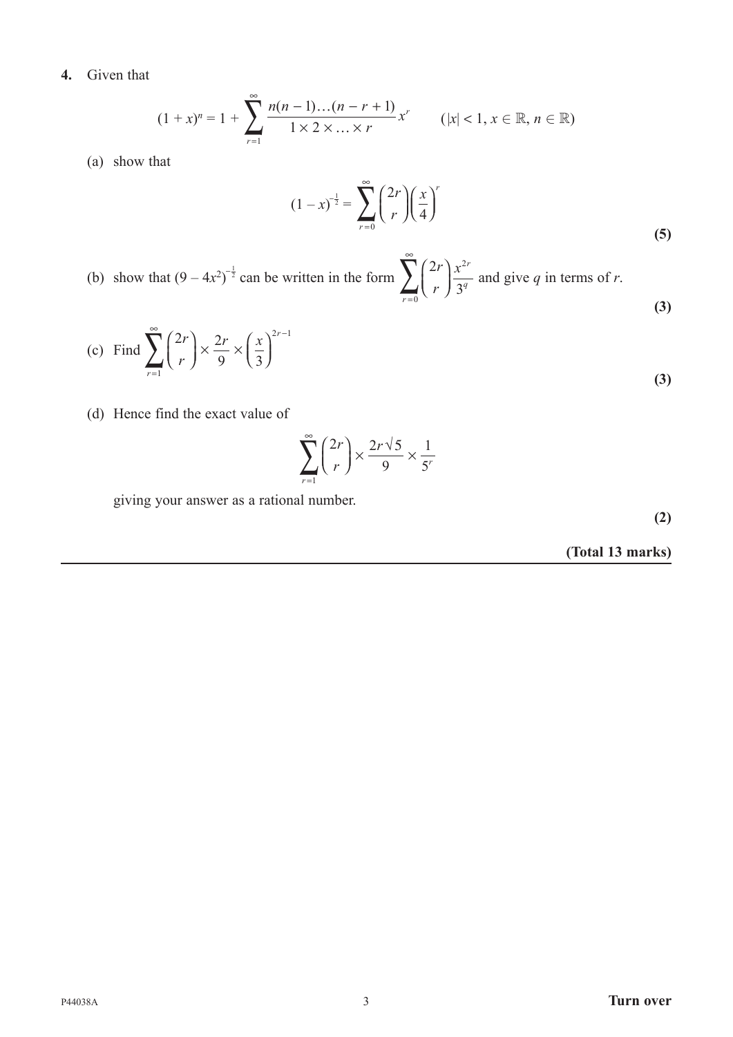**4.** Given that

$$(1 + x)^n = 1 + \sum_{r=1}^{\infty} \frac{n(n-1)\ldots(n-r+1)}{1 \times 2 \times \ldots \times r} x^r \qquad (|x| < 1,\ x \in \mathbb{R},\ n \in \mathbb{R})$$

(a) show that

$$(1 - x)^{-\frac{1}{2}} = \sum_{r=0}^{\infty} \binom{2r}{r} \left(\frac{x}{4}\right)^r$$

**(5)**

(b) show that $(9 - 4x^2)^{-\frac{1}{2}}$ can be written in the form $\displaystyle\sum_{r=0}^{\infty} \binom{2r}{r} \frac{x^{2r}}{3^q}$ and give $q$ in terms of $r$.

**(3)**

(c) Find $\displaystyle\sum_{r=1}^{\infty} \binom{2r}{r} \times \frac{2r}{9} \times \left(\frac{x}{3}\right)^{2r-1}$

**(3)**

(d) Hence find the exact value of

$$\sum_{r=1}^{\infty} \binom{2r}{r} \times \frac{2r\sqrt{5}}{9} \times \frac{1}{5^r}$$

giving your answer as a rational number.

**(2)**

**(Total 13 marks)**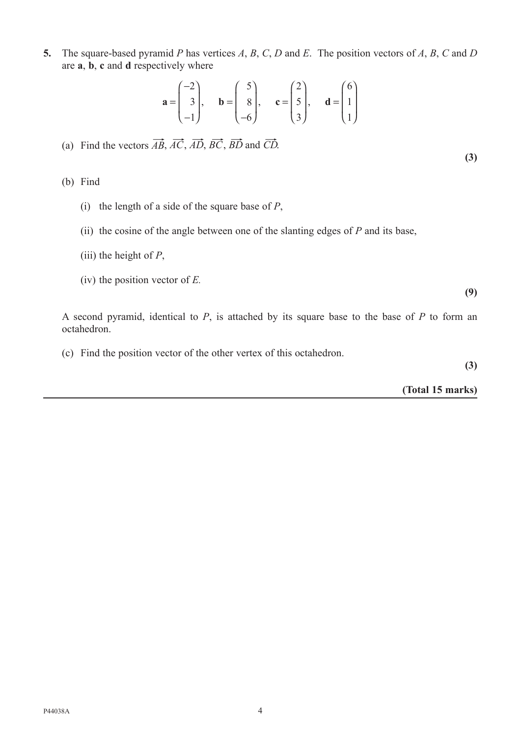**5.** The square-based pyramid $P$ has vertices $A$, $B$, $C$, $D$ and $E$. The position vectors of $A$, $B$, $C$ and $D$ are $\mathbf{a}$, $\mathbf{b}$, $\mathbf{c}$ and $\mathbf{d}$ respectively where

$$\mathbf{a} = \begin{pmatrix} -2 \\ 3 \\ -1 \end{pmatrix}, \quad \mathbf{b} = \begin{pmatrix} 5 \\ 8 \\ -6 \end{pmatrix}, \quad \mathbf{c} = \begin{pmatrix} 2 \\ 5 \\ 3 \end{pmatrix}, \quad \mathbf{d} = \begin{pmatrix} 6 \\ 1 \\ 1 \end{pmatrix}$$

(a) Find the vectors $\overrightarrow{AB}$, $\overrightarrow{AC}$, $\overrightarrow{AD}$, $\overrightarrow{BC}$, $\overrightarrow{BD}$ and $\overrightarrow{CD}$.

**(3)**

(b) Find

(i) the length of a side of the square base of $P$,

(ii) the cosine of the angle between one of the slanting edges of $P$ and its base,

(iii) the height of $P$,

(iv) the position vector of $E$.

**(9)**

A second pyramid, identical to $P$, is attached by its square base to the base of $P$ to form an octahedron.

(c) Find the position vector of the other vertex of this octahedron.

**(3)**

**(Total 15 marks)**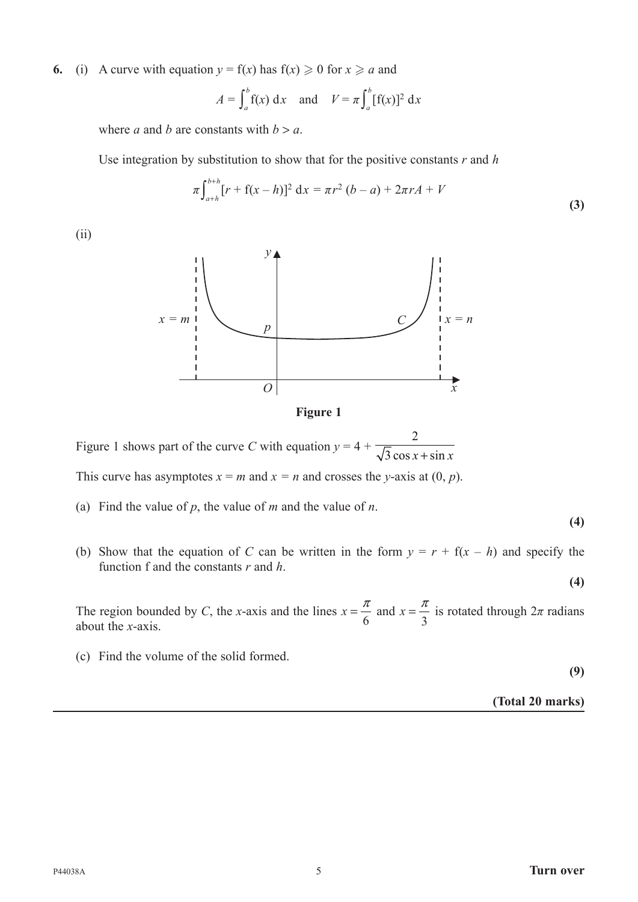**6.** (i) A curve with equation $y = \mathrm{f}(x)$ has $\mathrm{f}(x) \geqslant 0$ for $x \geqslant a$ and

$$A = \int_a^b \mathrm{f}(x)\,\mathrm{d}x \quad \text{and} \quad V = \pi\int_a^b [\mathrm{f}(x)]^2\,\mathrm{d}x$$

where $a$ and $b$ are constants with $b > a$.

Use integration by substitution to show that for the positive constants $r$ and $h$

$$\pi\int_{a+h}^{b+h} [r + \mathrm{f}(x-h)]^2\,\mathrm{d}x = \pi r^2(b-a) + 2\pi r A + V$$

**(3)**

(ii)

$y$

$x = m$

$p$

$C$

$x = n$

$O$

$x$

**Figure 1**

Figure 1 shows part of the curve $C$ with equation $y = 4 + \dfrac{2}{\sqrt{3}\cos x + \sin x}$

This curve has asymptotes $x = m$ and $x = n$ and crosses the $y$-axis at $(0, p)$.

(a) Find the value of $p$, the value of $m$ and the value of $n$.

**(4)**

(b) Show that the equation of $C$ can be written in the form $y = r + \mathrm{f}(x - h)$ and specify the function f and the constants $r$ and $h$.

**(4)**

The region bounded by $C$, the $x$-axis and the lines $x = \dfrac{\pi}{6}$ and $x = \dfrac{\pi}{3}$ is rotated through $2\pi$ radians about the $x$-axis.

(c) Find the volume of the solid formed.

**(9)**

**(Total 20 marks)**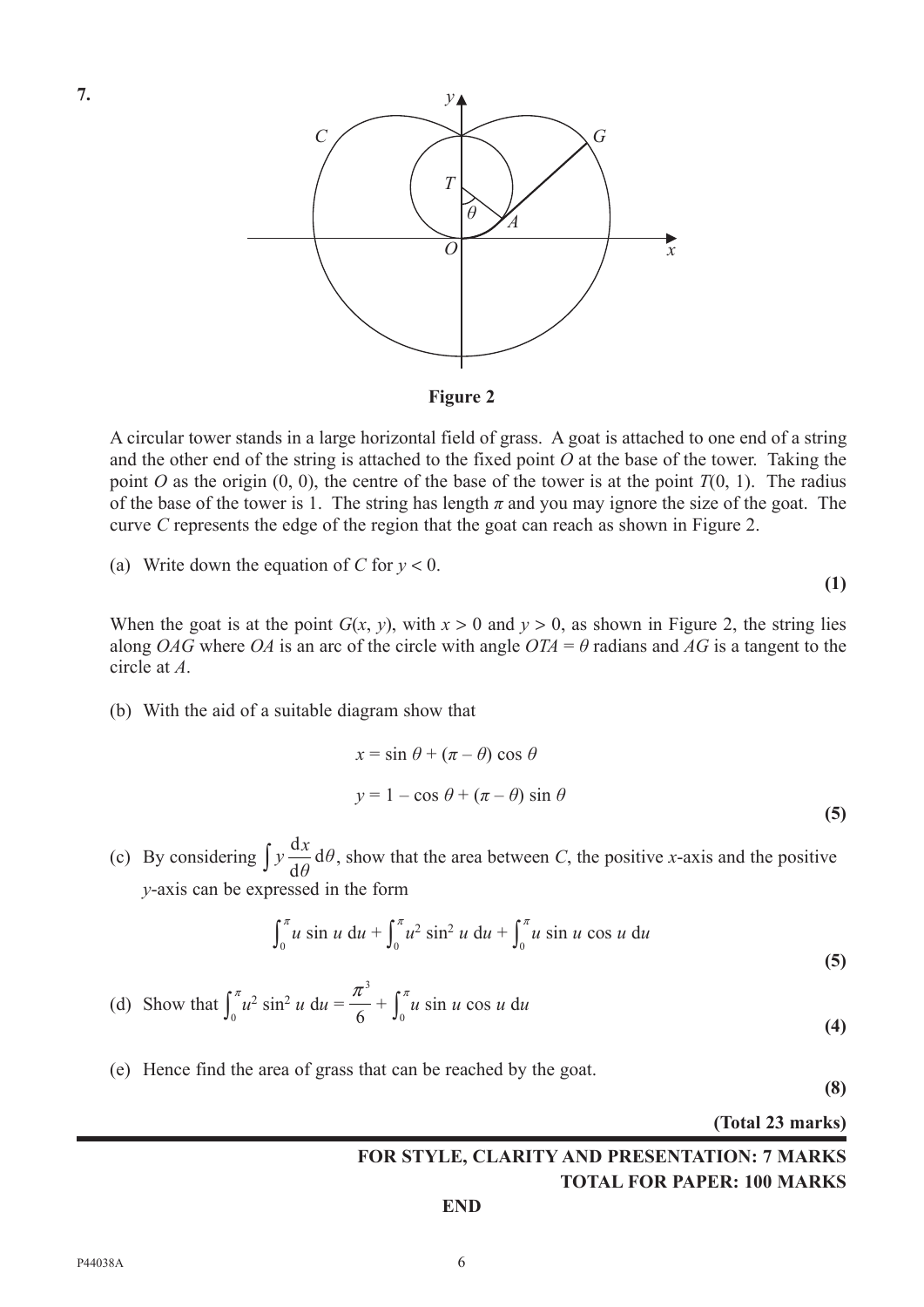**7.**

Figure 2

A circular tower stands in a large horizontal field of grass. A goat is attached to one end of a string and the other end of the string is attached to the fixed point $O$ at the base of the tower. Taking the point $O$ as the origin $(0, 0)$, the centre of the base of the tower is at the point $T(0, 1)$. The radius of the base of the tower is 1. The string has length $\pi$ and you may ignore the size of the goat. The curve $C$ represents the edge of the region that the goat can reach as shown in Figure 2.

(a) Write down the equation of $C$ for $y < 0$.

**(1)**

When the goat is at the point $G(x, y)$, with $x > 0$ and $y > 0$, as shown in Figure 2, the string lies along $OAG$ where $OA$ is an arc of the circle with angle $OTA = \theta$ radians and $AG$ is a tangent to the circle at $A$.

(b) With the aid of a suitable diagram show that

$$x = \sin\theta + (\pi - \theta)\cos\theta$$

$$y = 1 - \cos\theta + (\pi - \theta)\sin\theta$$

**(5)**

(c) By considering $\int y \frac{\mathrm{d}x}{\mathrm{d}\theta}\,\mathrm{d}\theta$, show that the area between $C$, the positive $x$-axis and the positive $y$-axis can be expressed in the form

$$\int_0^{\pi} u \sin u \,\mathrm{d}u + \int_0^{\pi} u^2 \sin^2 u \,\mathrm{d}u + \int_0^{\pi} u \sin u \cos u \,\mathrm{d}u$$

**(5)**

(d) Show that $\int_0^{\pi} u^2 \sin^2 u \,\mathrm{d}u = \frac{\pi^3}{6} + \int_0^{\pi} u \sin u \cos u \,\mathrm{d}u$

**(4)**

(e) Hence find the area of grass that can be reached by the goat.

**(8)**

**(Total 23 marks)**

**FOR STYLE, CLARITY AND PRESENTATION: 7 MARKS**
**TOTAL FOR PAPER: 100 MARKS**

**END**